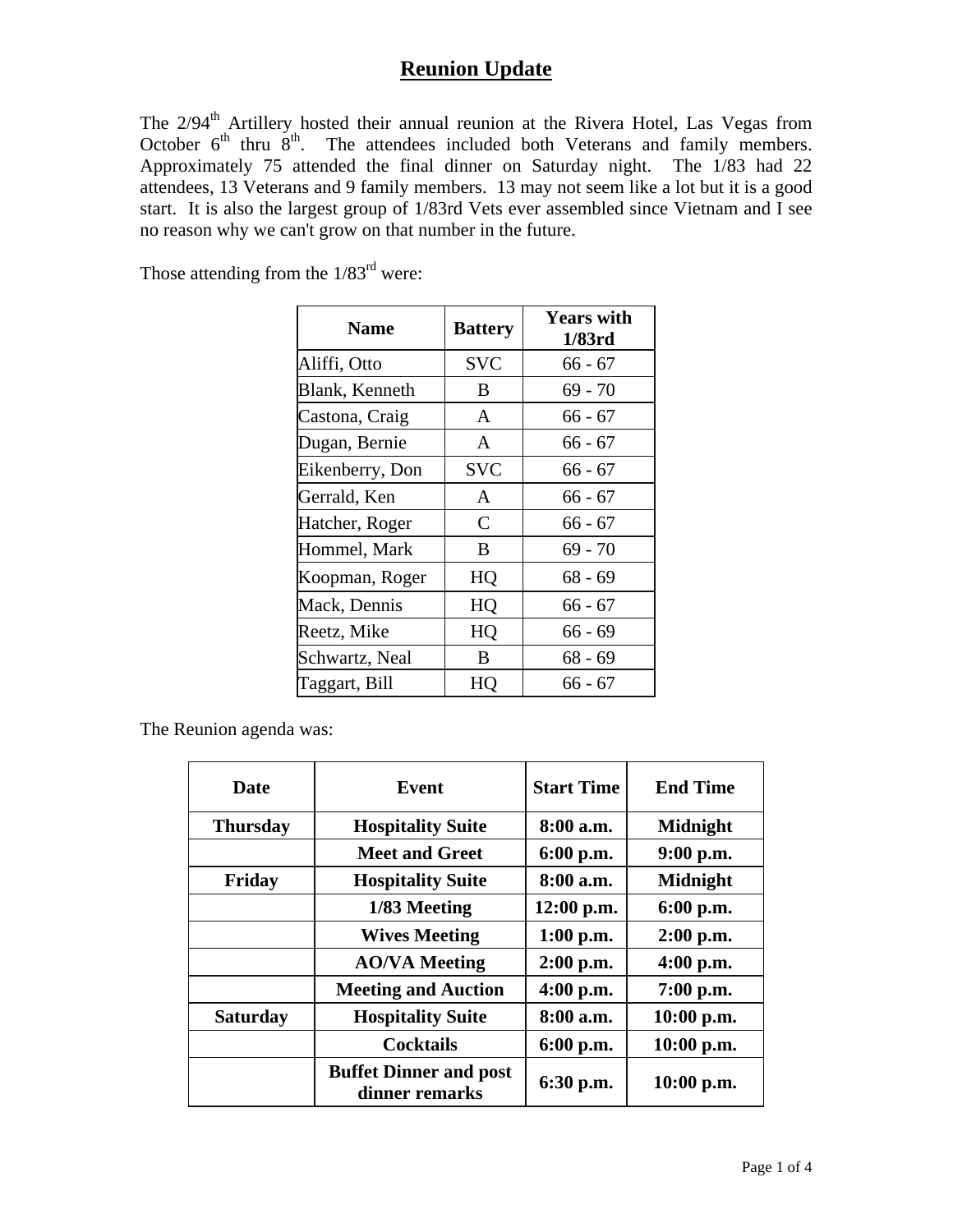# Reunion Update

The 2/94th Artillery hosted their annual reunion at the Rivera Hotel, Las Vegas from October 6th thru 8th. The attendees included both Veterans and family members. Approximately 75 attended the final dinner on Saturday night. The 1/83 had 22 attendees, 13 Veterans and 9 family members. 13 may not seem like a lot but it is a good start. It is also the largest group of 1/83rd Vets ever assembled since Vietnam and I see no reason why we can't grow on that number in the future.

Those attending from the 1/83rd were:

| Name | Battery | Years with 1/83rd |
|---|---|---|
| Aliffi, Otto | SVC | 66 - 67 |
| Blank, Kenneth | B | 69 - 70 |
| Castona, Craig | A | 66 - 67 |
| Dugan, Bernie | A | 66 - 67 |
| Eikenberry, Don | SVC | 66 - 67 |
| Gerrald, Ken | A | 66 - 67 |
| Hatcher, Roger | C | 66 - 67 |
| Hommel, Mark | B | 69 - 70 |
| Koopman, Roger | HQ | 68 - 69 |
| Mack, Dennis | HQ | 66 - 67 |
| Reetz, Mike | HQ | 66 - 69 |
| Schwartz, Neal | B | 68 - 69 |
| Taggart, Bill | HQ | 66 - 67 |

The Reunion agenda was:

| Date | Event | Start Time | End Time |
|---|---|---|---|
| **Thursday** | **Hospitality Suite** | **8:00 a.m.** | **Midnight** |
| | **Meet and Greet** | **6:00 p.m.** | **9:00 p.m.** |
| **Friday** | **Hospitality Suite** | **8:00 a.m.** | **Midnight** |
| | **1/83 Meeting** | **12:00 p.m.** | **6:00 p.m.** |
| | **Wives Meeting** | **1:00 p.m.** | **2:00 p.m.** |
| | **AO/VA Meeting** | **2:00 p.m.** | **4:00 p.m.** |
| | **Meeting and Auction** | **4:00 p.m.** | **7:00 p.m.** |
| **Saturday** | **Hospitality Suite** | **8:00 a.m.** | **10:00 p.m.** |
| | **Cocktails** | **6:00 p.m.** | **10:00 p.m.** |
| | **Buffet Dinner and post dinner remarks** | **6:30 p.m.** | **10:00 p.m.** |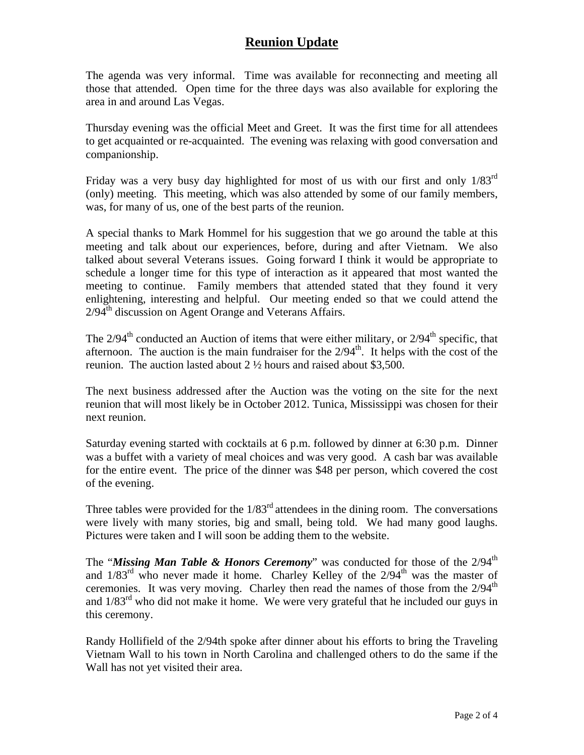# Reunion Update

The agenda was very informal. Time was available for reconnecting and meeting all those that attended. Open time for the three days was also available for exploring the area in and around Las Vegas.

Thursday evening was the official Meet and Greet. It was the first time for all attendees to get acquainted or re-acquainted. The evening was relaxing with good conversation and companionship.

Friday was a very busy day highlighted for most of us with our first and only 1/83rd (only) meeting. This meeting, which was also attended by some of our family members, was, for many of us, one of the best parts of the reunion.

A special thanks to Mark Hommel for his suggestion that we go around the table at this meeting and talk about our experiences, before, during and after Vietnam. We also talked about several Veterans issues. Going forward I think it would be appropriate to schedule a longer time for this type of interaction as it appeared that most wanted the meeting to continue. Family members that attended stated that they found it very enlightening, interesting and helpful. Our meeting ended so that we could attend the 2/94th discussion on Agent Orange and Veterans Affairs.

The 2/94th conducted an Auction of items that were either military, or 2/94th specific, that afternoon. The auction is the main fundraiser for the 2/94th. It helps with the cost of the reunion. The auction lasted about 2 ½ hours and raised about $3,500.

The next business addressed after the Auction was the voting on the site for the next reunion that will most likely be in October 2012. Tunica, Mississippi was chosen for their next reunion.

Saturday evening started with cocktails at 6 p.m. followed by dinner at 6:30 p.m. Dinner was a buffet with a variety of meal choices and was very good. A cash bar was available for the entire event. The price of the dinner was $48 per person, which covered the cost of the evening.

Three tables were provided for the 1/83rd attendees in the dining room. The conversations were lively with many stories, big and small, being told. We had many good laughs. Pictures were taken and I will soon be adding them to the website.

The "***Missing Man Table & Honors Ceremony***" was conducted for those of the 2/94th and 1/83rd who never made it home. Charley Kelley of the 2/94th was the master of ceremonies. It was very moving. Charley then read the names of those from the 2/94th and 1/83rd who did not make it home. We were very grateful that he included our guys in this ceremony.

Randy Hollifield of the 2/94th spoke after dinner about his efforts to bring the Traveling Vietnam Wall to his town in North Carolina and challenged others to do the same if the Wall has not yet visited their area.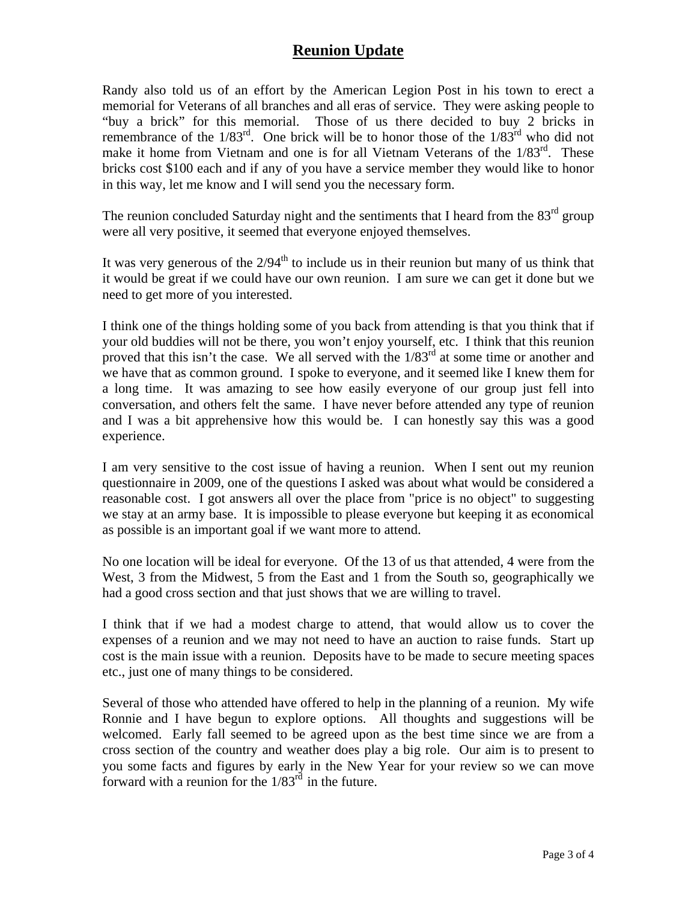## Reunion Update

Randy also told us of an effort by the American Legion Post in his town to erect a memorial for Veterans of all branches and all eras of service. They were asking people to "buy a brick" for this memorial. Those of us there decided to buy 2 bricks in remembrance of the 1/83rd. One brick will be to honor those of the 1/83rd who did not make it home from Vietnam and one is for all Vietnam Veterans of the 1/83rd. These bricks cost $100 each and if any of you have a service member they would like to honor in this way, let me know and I will send you the necessary form.

The reunion concluded Saturday night and the sentiments that I heard from the 83rd group were all very positive, it seemed that everyone enjoyed themselves.

It was very generous of the 2/94th to include us in their reunion but many of us think that it would be great if we could have our own reunion. I am sure we can get it done but we need to get more of you interested.

I think one of the things holding some of you back from attending is that you think that if your old buddies will not be there, you won't enjoy yourself, etc. I think that this reunion proved that this isn't the case. We all served with the 1/83rd at some time or another and we have that as common ground. I spoke to everyone, and it seemed like I knew them for a long time. It was amazing to see how easily everyone of our group just fell into conversation, and others felt the same. I have never before attended any type of reunion and I was a bit apprehensive how this would be. I can honestly say this was a good experience.

I am very sensitive to the cost issue of having a reunion. When I sent out my reunion questionnaire in 2009, one of the questions I asked was about what would be considered a reasonable cost. I got answers all over the place from "price is no object" to suggesting we stay at an army base. It is impossible to please everyone but keeping it as economical as possible is an important goal if we want more to attend.

No one location will be ideal for everyone. Of the 13 of us that attended, 4 were from the West, 3 from the Midwest, 5 from the East and 1 from the South so, geographically we had a good cross section and that just shows that we are willing to travel.

I think that if we had a modest charge to attend, that would allow us to cover the expenses of a reunion and we may not need to have an auction to raise funds. Start up cost is the main issue with a reunion. Deposits have to be made to secure meeting spaces etc., just one of many things to be considered.

Several of those who attended have offered to help in the planning of a reunion. My wife Ronnie and I have begun to explore options. All thoughts and suggestions will be welcomed. Early fall seemed to be agreed upon as the best time since we are from a cross section of the country and weather does play a big role. Our aim is to present to you some facts and figures by early in the New Year for your review so we can move forward with a reunion for the 1/83rd in the future.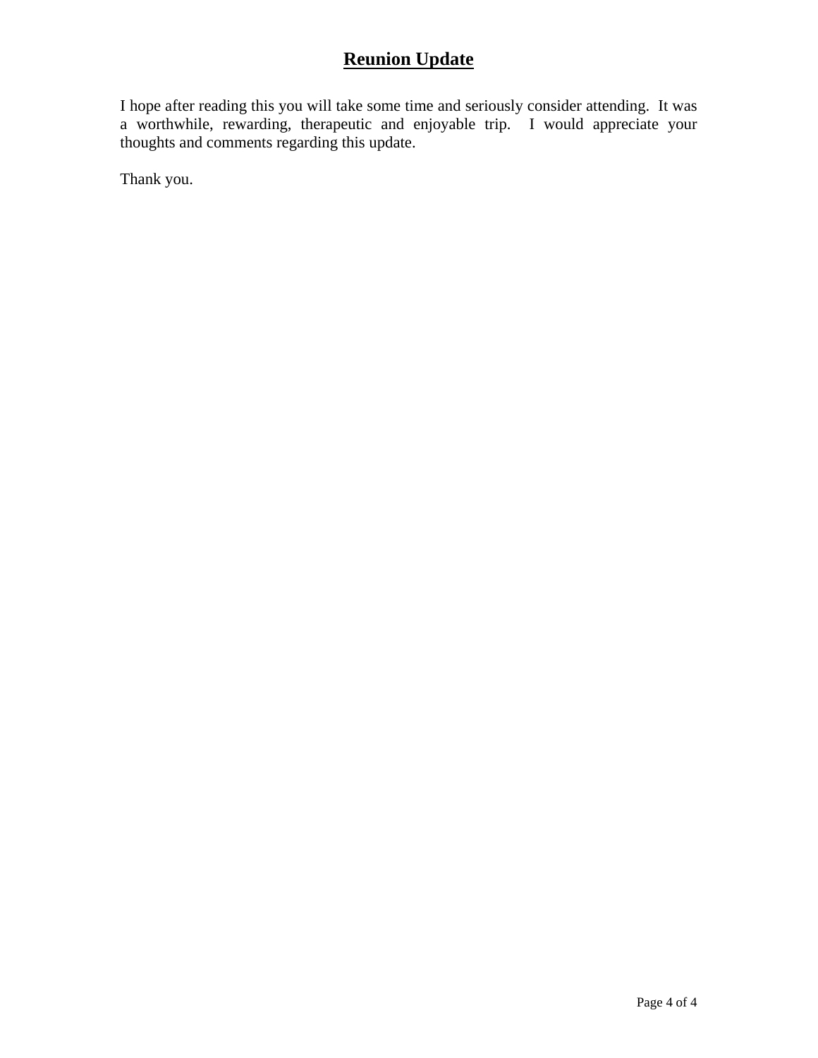# Reunion Update

I hope after reading this you will take some time and seriously consider attending. It was a worthwhile, rewarding, therapeutic and enjoyable trip. I would appreciate your thoughts and comments regarding this update.

Thank you.